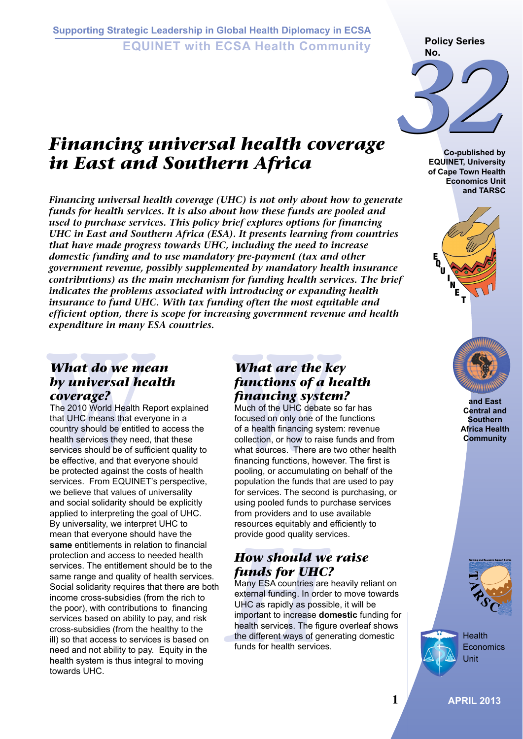Supporting Strategic Leadership in Global Health Diplomacy in ECSA

EQUINET with ECSA Health Community

Policy Series No. 32

# *Financing universal health coverage in East and Southern Africa*

Co-published by EQUINET, University of Cape Town Health Economics Unit and TARSC

***Financing universal health coverage (UHC) is not only about how to generate funds for health services. It is also about how these funds are pooled and used to purchase services. This policy brief explores options for financing UHC in East and Southern Africa (ESA). It presents learning from countries that have made progress towards UHC, including the need to increase domestic funding and to use mandatory pre-payment (tax and other government revenue, possibly supplemented by mandatory health insurance contributions) as the main mechanism for funding health services. The brief indicates the problems associated with introducing or expanding health insurance to fund UHC. With tax funding often the most equitable and efficient option, there is scope for increasing government revenue and health expenditure in many ESA countries.***

## *What do we mean by universal health coverage?*

The 2010 World Health Report explained that UHC means that everyone in a country should be entitled to access the health services they need, that these services should be of sufficient quality to be effective, and that everyone should be protected against the costs of health services. From EQUINET's perspective, we believe that values of universality and social solidarity should be explicitly applied to interpreting the goal of UHC. By universality, we interpret UHC to mean that everyone should have the **same** entitlements in relation to financial protection and access to needed health services. The entitlement should be to the same range and quality of health services. Social solidarity requires that there are both income cross-subsidies (from the rich to the poor), with contributions to financing services based on ability to pay, and risk cross-subsidies (from the healthy to the ill) so that access to services is based on need and not ability to pay. Equity in the health system is thus integral to moving towards UHC.

## *What are the key functions of a health financing system?*

Much of the UHC debate so far has focused on only one of the functions of a health financing system: revenue collection, or how to raise funds and from what sources. There are two other health financing functions, however. The first is pooling, or accumulating on behalf of the population the funds that are used to pay for services. The second is purchasing, or using pooled funds to purchase services from providers and to use available resources equitably and efficiently to provide good quality services.

## *How should we raise funds for UHC?*

Many ESA countries are heavily reliant on external funding. In order to move towards UHC as rapidly as possible, it will be important to increase **domestic** funding for health services. The figure overleaf shows the different ways of generating domestic funds for health services.

and East Central and Southern Africa Health Community

Health Economics Unit

APRIL 2013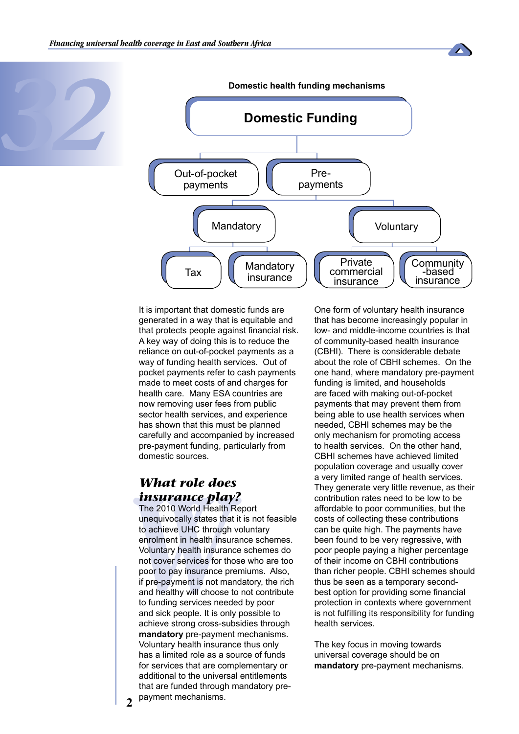**Domestic health funding mechanisms**

- Domestic Funding
  - Out-of-pocket payments
  - Pre-payments
    - Mandatory
      - Tax
      - Mandatory insurance
    - Voluntary
      - Private commercial insurance
      - Community-based insurance

It is important that domestic funds are generated in a way that is equitable and that protects people against financial risk. A key way of doing this is to reduce the reliance on out-of-pocket payments as a way of funding health services. Out of pocket payments refer to cash payments made to meet costs of and charges for health care. Many ESA countries are now removing user fees from public sector health services, and experience has shown that this must be planned carefully and accompanied by increased pre-payment funding, particularly from domestic sources.

## *What role does insurance play?*

The 2010 World Health Report unequivocally states that it is not feasible to achieve UHC through voluntary enrolment in health insurance schemes. Voluntary health insurance schemes do not cover services for those who are too poor to pay insurance premiums. Also, if pre-payment is not mandatory, the rich and healthy will choose to not contribute to funding services needed by poor and sick people. It is only possible to achieve strong cross-subsidies through **mandatory** pre-payment mechanisms. Voluntary health insurance thus only has a limited role as a source of funds for services that are complementary or additional to the universal entitlements that are funded through mandatory pre-payment mechanisms.

One form of voluntary health insurance that has become increasingly popular in low- and middle-income countries is that of community-based health insurance (CBHI). There is considerable debate about the role of CBHI schemes. On the one hand, where mandatory pre-payment funding is limited, and households are faced with making out-of-pocket payments that may prevent them from being able to use health services when needed, CBHI schemes may be the only mechanism for promoting access to health services. On the other hand, CBHI schemes have achieved limited population coverage and usually cover a very limited range of health services. They generate very little revenue, as their contribution rates need to be low to be affordable to poor communities, but the costs of collecting these contributions can be quite high. The payments have been found to be very regressive, with poor people paying a higher percentage of their income on CBHI contributions than richer people. CBHI schemes should thus be seen as a temporary second-best option for providing some financial protection in contexts where government is not fulfilling its responsibility for funding health services.

The key focus in moving towards universal coverage should be on **mandatory** pre-payment mechanisms.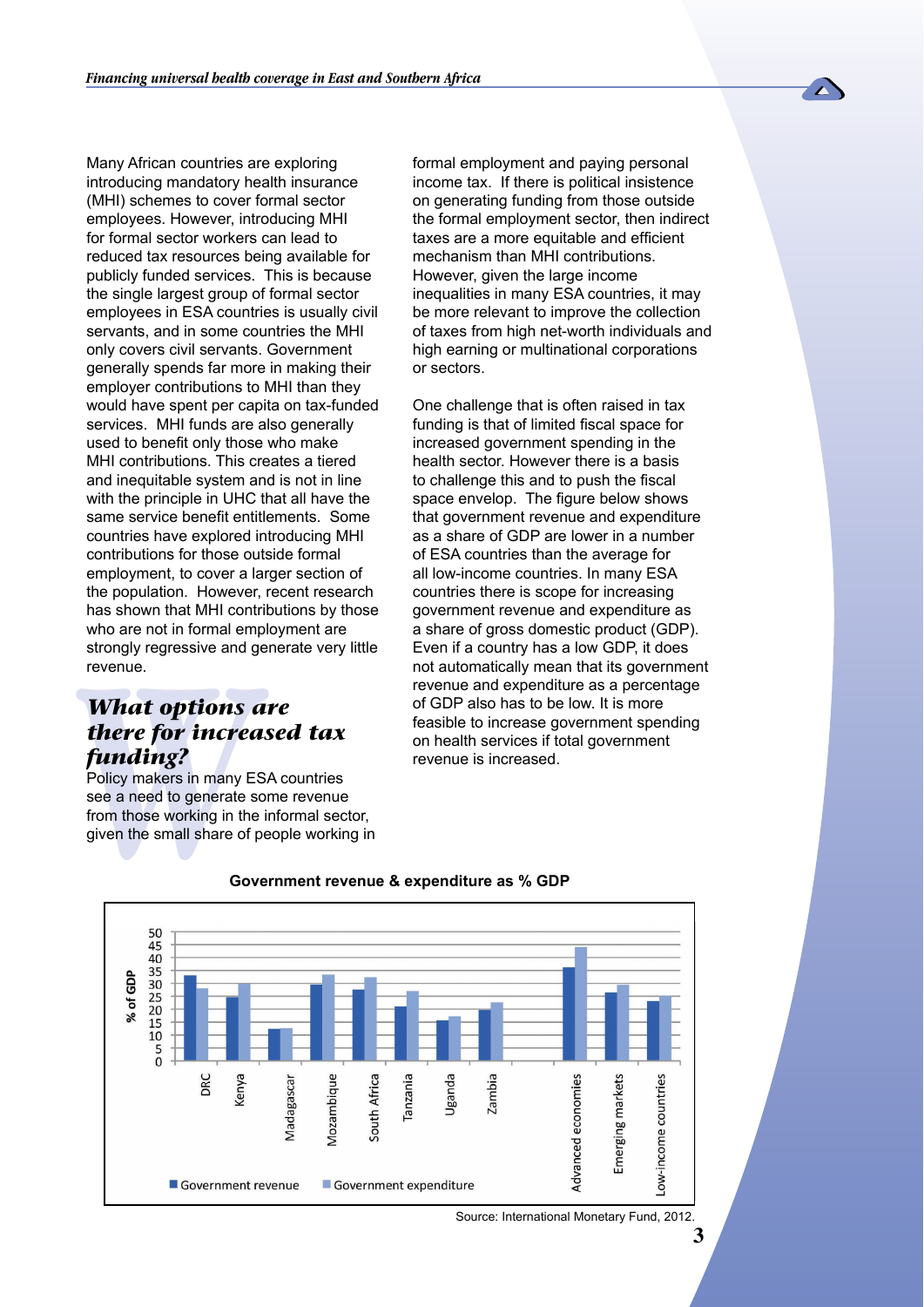Many African countries are exploring introducing mandatory health insurance (MHI) schemes to cover formal sector employees. However, introducing MHI for formal sector workers can lead to reduced tax resources being available for publicly funded services. This is because the single largest group of formal sector employees in ESA countries is usually civil servants, and in some countries the MHI only covers civil servants. Government generally spends far more in making their employer contributions to MHI than they would have spent per capita on tax-funded services. MHI funds are also generally used to benefit only those who make MHI contributions. This creates a tiered and inequitable system and is not in line with the principle in UHC that all have the same service benefit entitlements. Some countries have explored introducing MHI contributions for those outside formal employment, to cover a larger section of the population. However, recent research has shown that MHI contributions by those who are not in formal employment are strongly regressive and generate very little revenue.

## What options are there for increased tax funding?

Policy makers in many ESA countries see a need to generate some revenue from those working in the informal sector, given the small share of people working in formal employment and paying personal income tax. If there is political insistence on generating funding from those outside the formal employment sector, then indirect taxes are a more equitable and efficient mechanism than MHI contributions. However, given the large income inequalities in many ESA countries, it may be more relevant to improve the collection of taxes from high net-worth individuals and high earning or multinational corporations or sectors.

One challenge that is often raised in tax funding is that of limited fiscal space for increased government spending in the health sector. However there is a basis to challenge this and to push the fiscal space envelop. The figure below shows that government revenue and expenditure as a share of GDP are lower in a number of ESA countries than the average for all low-income countries. In many ESA countries there is scope for increasing government revenue and expenditure as a share of gross domestic product (GDP). Even if a country has a low GDP, it does not automatically mean that its government revenue and expenditure as a percentage of GDP also has to be low. It is more feasible to increase government spending on health services if total government revenue is increased.

**Government revenue & expenditure as % GDP**

| | Government revenue (% of GDP) | Government expenditure (% of GDP) |
|---|---|---|
| DRC | ~33 | ~28 |
| Kenya | ~25 | ~30 |
| Madagascar | ~12 | ~13 |
| Mozambique | ~30 | ~33 |
| South Africa | ~28 | ~32 |
| Tanzania | ~21 | ~27 |
| Uganda | ~16 | ~17 |
| Zambia | ~20 | ~23 |
| Advanced economies | ~36 | ~44 |
| Emerging markets | ~26 | ~29 |
| Low-income countries | ~23 | ~25 |

Source: International Monetary Fund, 2012.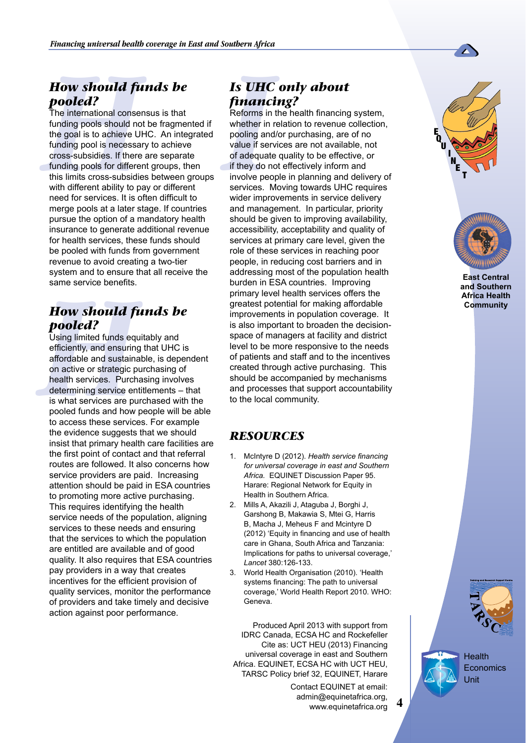## How should funds be pooled?

The international consensus is that funding pools should not be fragmented if the goal is to achieve UHC. An integrated funding pool is necessary to achieve cross-subsidies. If there are separate funding pools for different groups, then this limits cross-subsidies between groups with different ability to pay or different need for services. It is often difficult to merge pools at a later stage. If countries pursue the option of a mandatory health insurance to generate additional revenue for health services, these funds should be pooled with funds from government revenue to avoid creating a two-tier system and to ensure that all receive the same service benefits.

## How should funds be pooled?

Using limited funds equitably and efficiently, and ensuring that UHC is affordable and sustainable, is dependent on active or strategic purchasing of health services. Purchasing involves determining service entitlements – that is what services are purchased with the pooled funds and how people will be able to access these services. For example the evidence suggests that we should insist that primary health care facilities are the first point of contact and that referral routes are followed. It also concerns how service providers are paid. Increasing attention should be paid in ESA countries to promoting more active purchasing. This requires identifying the health service needs of the population, aligning services to these needs and ensuring that the services to which the population are entitled are available and of good quality. It also requires that ESA countries pay providers in a way that creates incentives for the efficient provision of quality services, monitor the performance of providers and take timely and decisive action against poor performance.

## Is UHC only about financing?

Reforms in the health financing system, whether in relation to revenue collection, pooling and/or purchasing, are of no value if services are not available, not of adequate quality to be effective, or if they do not effectively inform and involve people in planning and delivery of services. Moving towards UHC requires wider improvements in service delivery and management. In particular, priority should be given to improving availability, accessibility, acceptability and quality of services at primary care level, given the role of these services in reaching poor people, in reducing cost barriers and in addressing most of the population health burden in ESA countries. Improving primary level health services offers the greatest potential for making affordable improvements in population coverage. It is also important to broaden the decision-space of managers at facility and district level to be more responsive to the needs of patients and staff and to the incentives created through active purchasing. This should be accompanied by mechanisms and processes that support accountability to the local community.

## RESOURCES

1. McIntyre D (2012). *Health service financing for universal coverage in east and Southern Africa.* EQUINET Discussion Paper 95. Harare: Regional Network for Equity in Health in Southern Africa.
2. Mills A, Akazili J, Ataguba J, Borghi J, Garshong B, Makawia S, Mtei G, Harris B, Macha J, Meheus F and Mcintyre D (2012) 'Equity in financing and use of health care in Ghana, South Africa and Tanzania: Implications for paths to universal coverage,' *Lancet* 380:126-133.
3. World Health Organisation (2010). 'Health systems financing: The path to universal coverage,' World Health Report 2010. WHO: Geneva.

Produced April 2013 with support from IDRC Canada, ECSA HC and Rockefeller
Cite as: UCT HEU (2013) Financing universal coverage in east and Southern Africa. EQUINET, ECSA HC with UCT HEU, TARSC Policy brief 32, EQUINET, Harare

Contact EQUINET at email: admin@equinetafrica.org, www.equinetafrica.org

EQUINET

East Central and Southern Africa Health Community

TARSC

Health Economics Unit